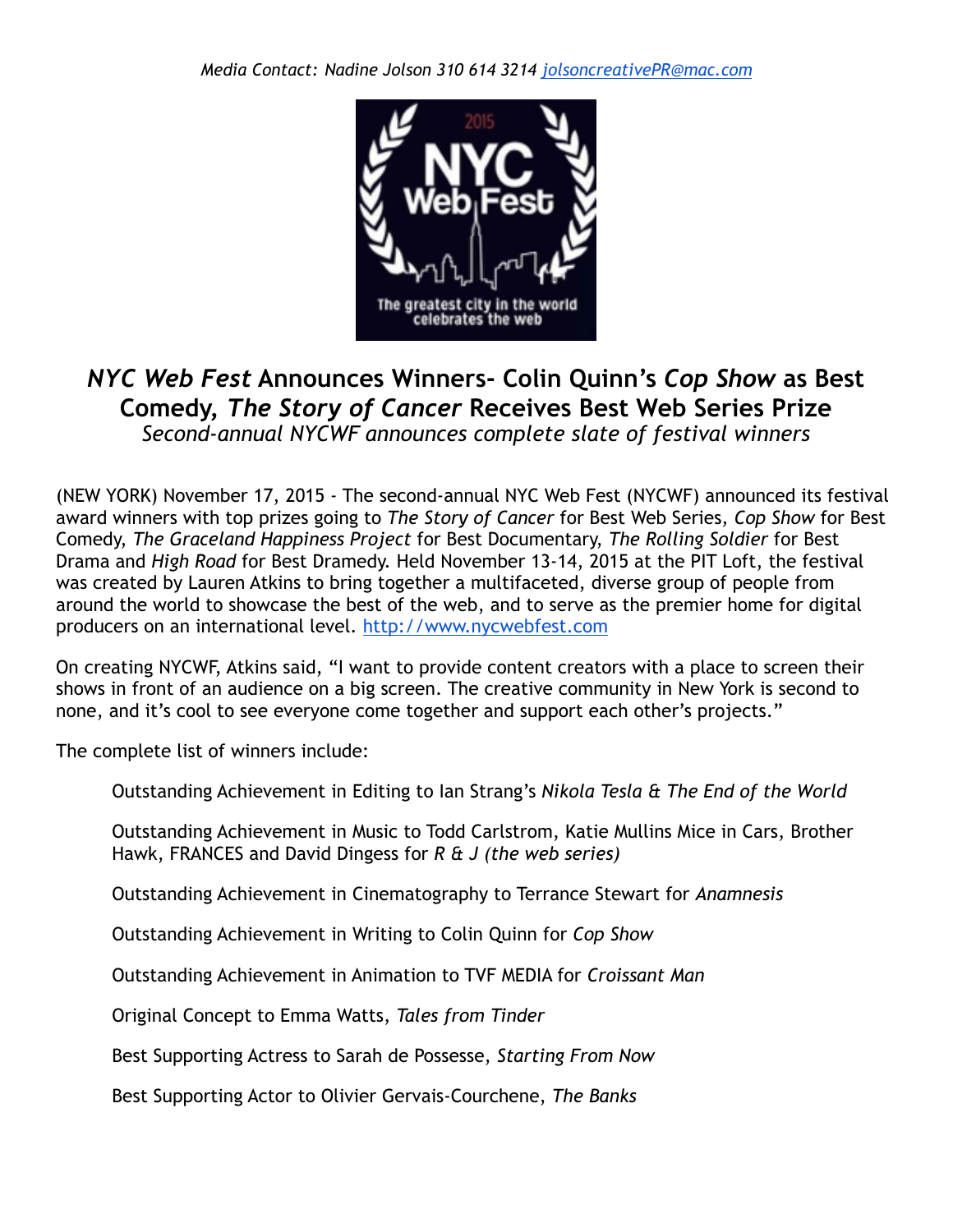*Media Contact: Nadine Jolson 310 614 3214 jolsoncreativePR@mac.com*

# *NYC Web Fest* Announces Winners- Colin Quinn's *Cop Show* as Best Comedy, *The Story of Cancer* Receives Best Web Series Prize

*Second-annual NYCWF announces complete slate of festival winners*

(NEW YORK) November 17, 2015 - The second-annual NYC Web Fest (NYCWF) announced its festival award winners with top prizes going to *The Story of Cancer* for Best Web Series, *Cop Show* for Best Comedy, *The Graceland Happiness Project* for Best Documentary, *The Rolling Soldier* for Best Drama and *High Road* for Best Dramedy. Held November 13-14, 2015 at the PIT Loft, the festival was created by Lauren Atkins to bring together a multifaceted, diverse group of people from around the world to showcase the best of the web, and to serve as the premier home for digital producers on an international level. http://www.nycwebfest.com

On creating NYCWF, Atkins said, "I want to provide content creators with a place to screen their shows in front of an audience on a big screen. The creative community in New York is second to none, and it's cool to see everyone come together and support each other's projects."

The complete list of winners include:

Outstanding Achievement in Editing to Ian Strang's *Nikola Tesla & The End of the World*

Outstanding Achievement in Music to Todd Carlstrom, Katie Mullins Mice in Cars, Brother Hawk, FRANCES and David Dingess for *R & J (the web series)*

Outstanding Achievement in Cinematography to Terrance Stewart for *Anamnesis*

Outstanding Achievement in Writing to Colin Quinn for *Cop Show*

Outstanding Achievement in Animation to TVF MEDIA for *Croissant Man*

Original Concept to Emma Watts, *Tales from Tinder*

Best Supporting Actress to Sarah de Possesse, *Starting From Now*

Best Supporting Actor to Olivier Gervais-Courchene, *The Banks*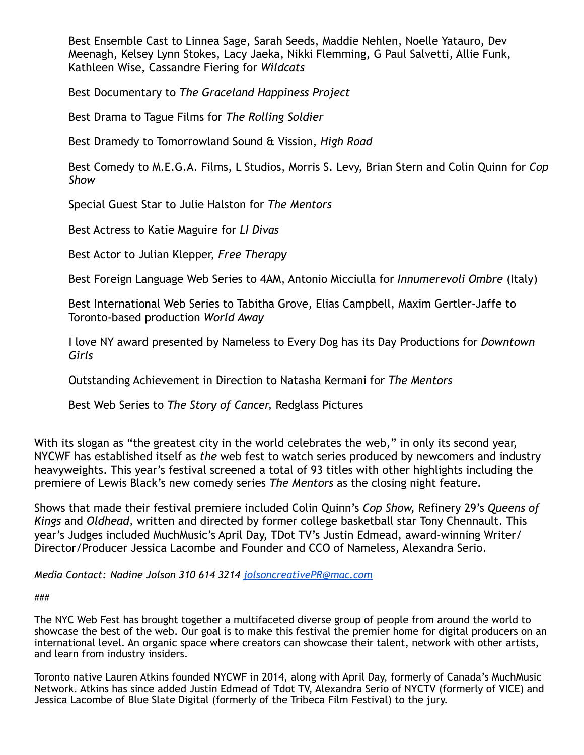Best Ensemble Cast to Linnea Sage, Sarah Seeds, Maddie Nehlen, Noelle Yatauro, Dev Meenagh, Kelsey Lynn Stokes, Lacy Jaeka, Nikki Flemming, G Paul Salvetti, Allie Funk, Kathleen Wise, Cassandre Fiering for *Wildcats*

Best Documentary to *The Graceland Happiness Project*

Best Drama to Tague Films for *The Rolling Soldier*

Best Dramedy to Tomorrowland Sound & Vission, *High Road*

Best Comedy to M.E.G.A. Films, L Studios, Morris S. Levy, Brian Stern and Colin Quinn for *Cop Show*

Special Guest Star to Julie Halston for *The Mentors*

Best Actress to Katie Maguire for *LI Divas*

Best Actor to Julian Klepper, *Free Therapy*

Best Foreign Language Web Series to 4AM, Antonio Micciulla for *Innumerevoli Ombre* (Italy)

Best International Web Series to Tabitha Grove, Elias Campbell, Maxim Gertler-Jaffe to Toronto-based production *World Away*

I love NY award presented by Nameless to Every Dog has its Day Productions for *Downtown Girls*

Outstanding Achievement in Direction to Natasha Kermani for *The Mentors*

Best Web Series to *The Story of Cancer,* Redglass Pictures

With its slogan as "the greatest city in the world celebrates the web," in only its second year, NYCWF has established itself as *the* web fest to watch series produced by newcomers and industry heavyweights. This year's festival screened a total of 93 titles with other highlights including the premiere of Lewis Black's new comedy series *The Mentors* as the closing night feature.

Shows that made their festival premiere included Colin Quinn's *Cop Show,* Refinery 29's *Queens of Kings* and *Oldhead,* written and directed by former college basketball star Tony Chennault. This year's Judges included MuchMusic's April Day, TDot TV's Justin Edmead, award-winning Writer/Director/Producer Jessica Lacombe and Founder and CCO of Nameless, Alexandra Serio.

*Media Contact: Nadine Jolson 310 614 3214 jolsoncreativePR@mac.com*

*###*

The NYC Web Fest has brought together a multifaceted diverse group of people from around the world to showcase the best of the web. Our goal is to make this festival the premier home for digital producers on an international level. An organic space where creators can showcase their talent, network with other artists, and learn from industry insiders.

Toronto native Lauren Atkins founded NYCWF in 2014, along with April Day, formerly of Canada's MuchMusic Network. Atkins has since added Justin Edmead of Tdot TV, Alexandra Serio of NYCTV (formerly of VICE) and Jessica Lacombe of Blue Slate Digital (formerly of the Tribeca Film Festival) to the jury.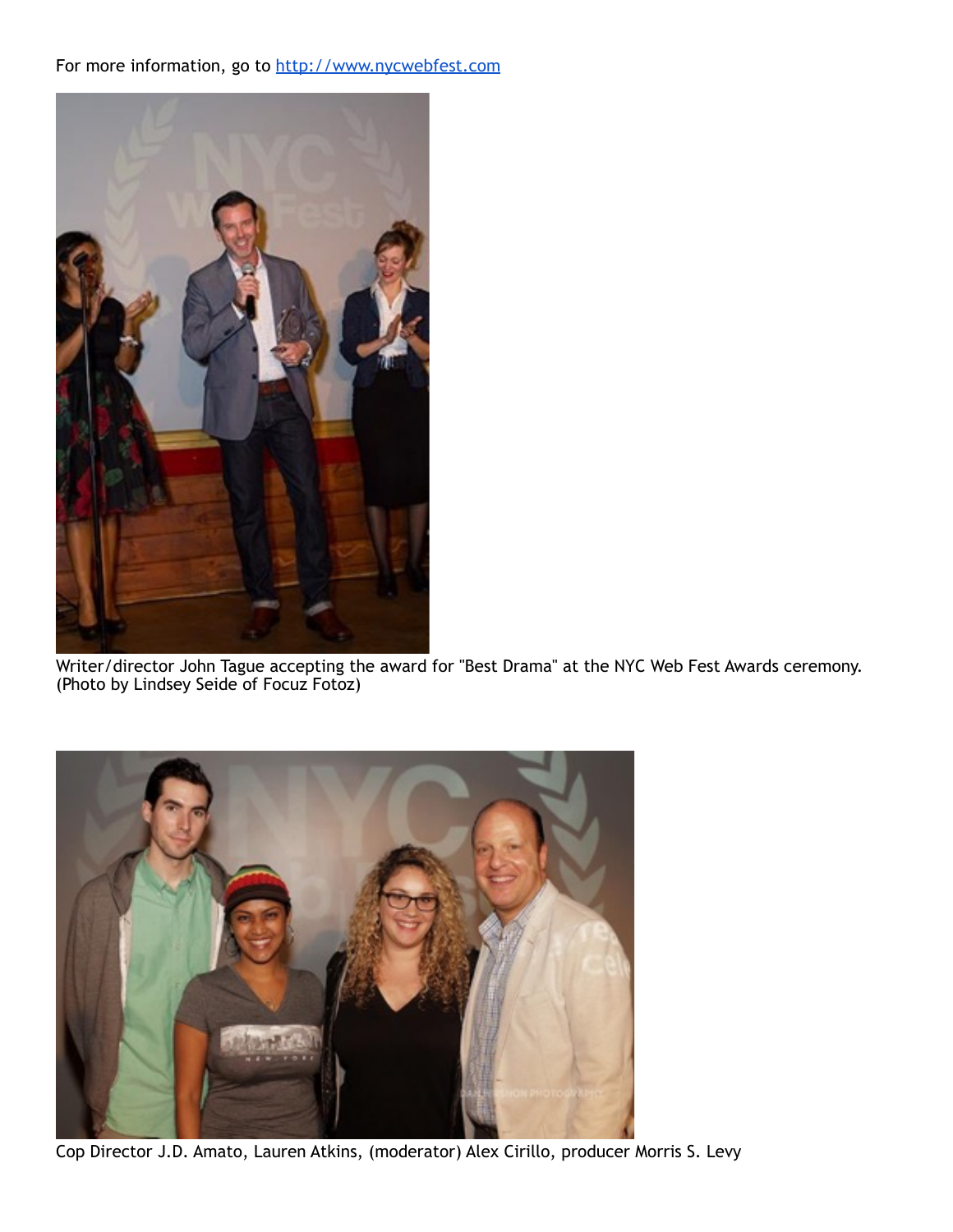For more information, go to [http://www.nycwebfest.com](http://www.nycwebfest.com)

Writer/director John Tague accepting the award for "Best Drama" at the NYC Web Fest Awards ceremony. (Photo by Lindsey Seide of Focuz Fotoz)

Cop Director J.D. Amato, Lauren Atkins, (moderator) Alex Cirillo, producer Morris S. Levy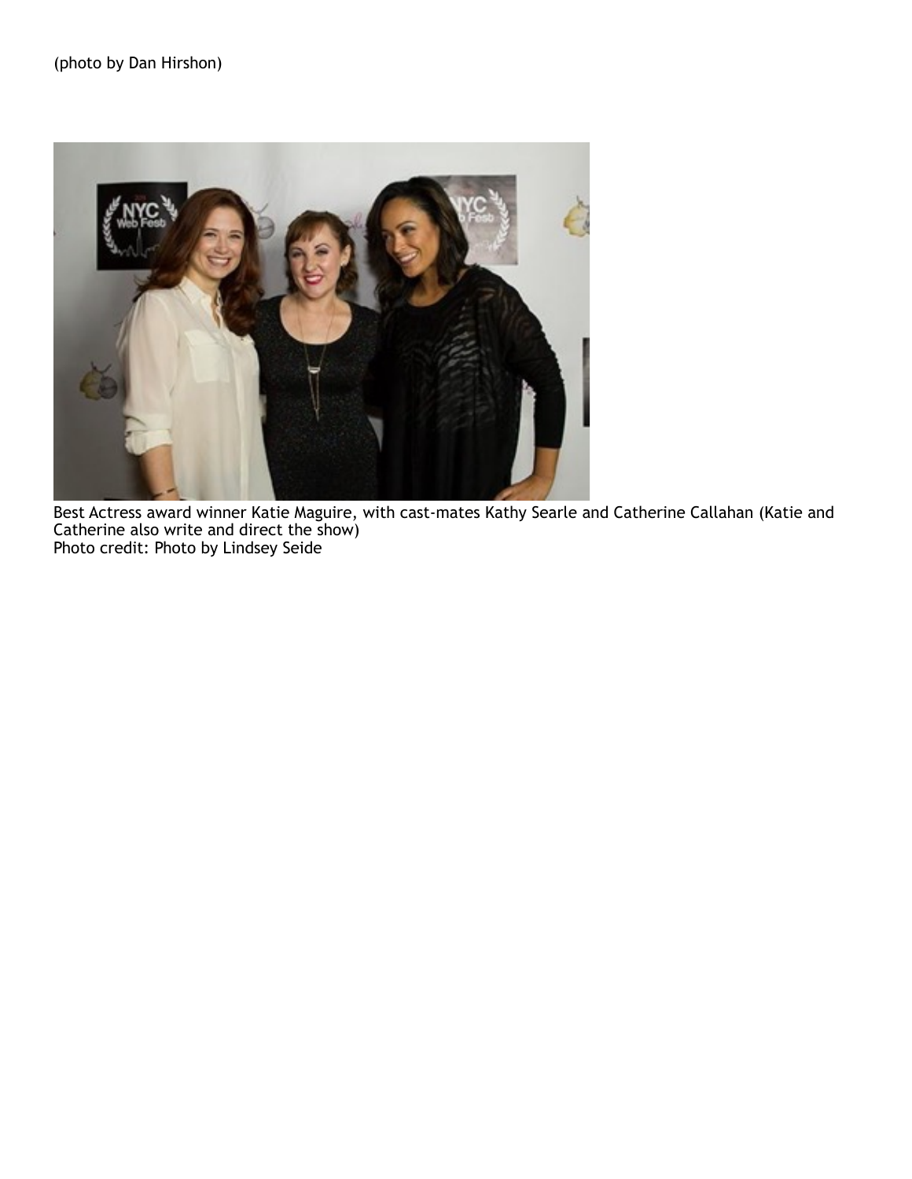(photo by Dan Hirshon)

Best Actress award winner Katie Maguire, with cast-mates Kathy Searle and Catherine Callahan (Katie and Catherine also write and direct the show)
Photo credit: Photo by Lindsey Seide